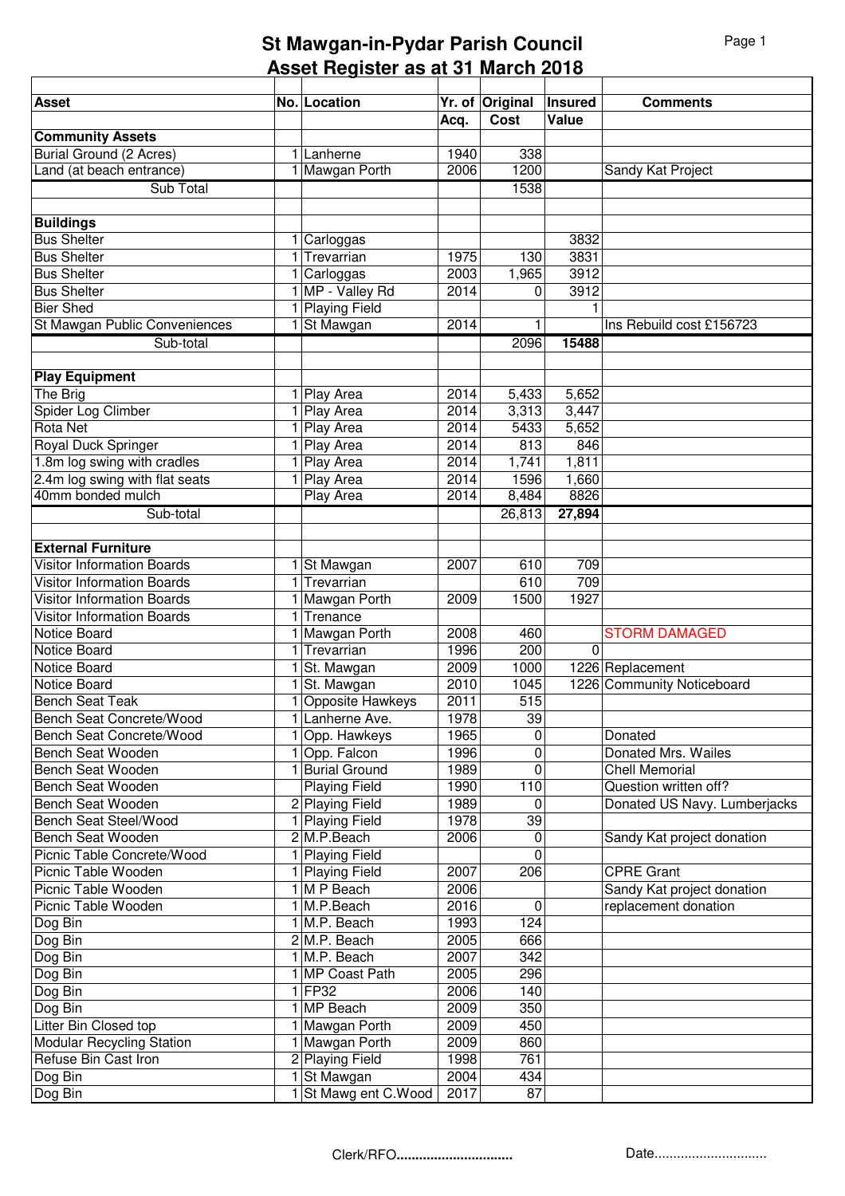# St Mawgan-in-Pydar Parish Council
## Asset Register as at 31 March 2018

| Asset | No. | Location | Yr. of Acq. | Original Cost | Insured Value | Comments |
|---|---|---|---|---|---|---|
| **Community Assets** | | | | | | |
| Burial Ground (2 Acres) | 1 | Lanherne | 1940 | 338 | | |
| Land (at beach entrance) | 1 | Mawgan Porth | 2006 | 1200 | | Sandy Kat Project |
| Sub Total | | | | 1538 | | |
| | | | | | | |
| **Buildings** | | | | | | |
| Bus Shelter | 1 | Carloggas | | | 3832 | |
| Bus Shelter | 1 | Trevarrian | 1975 | 130 | 3831 | |
| Bus Shelter | 1 | Carloggas | 2003 | 1,965 | 3912 | |
| Bus Shelter | 1 | MP - Valley Rd | 2014 | 0 | 3912 | |
| Bier Shed | 1 | Playing Field | | | 1 | |
| St Mawgan Public Conveniences | 1 | St Mawgan | 2014 | 1 | | Ins Rebuild cost £156723 |
| Sub-total | | | | 2096 | **15488** | |
| | | | | | | |
| **Play Equipment** | | | | | | |
| The Brig | 1 | Play Area | 2014 | 5,433 | 5,652 | |
| Spider Log Climber | 1 | Play Area | 2014 | 3,313 | 3,447 | |
| Rota Net | 1 | Play Area | 2014 | 5433 | 5,652 | |
| Royal Duck Springer | 1 | Play Area | 2014 | 813 | 846 | |
| 1.8m log swing with cradles | 1 | Play Area | 2014 | 1,741 | 1,811 | |
| 2.4m log swing with flat seats | 1 | Play Area | 2014 | 1596 | 1,660 | |
| 40mm bonded mulch | | Play Area | 2014 | 8,484 | 8826 | |
| Sub-total | | | | 26,813 | **27,894** | |
| | | | | | | |
| **External Furniture** | | | | | | |
| Visitor Information Boards | 1 | St Mawgan | 2007 | 610 | 709 | |
| Visitor Information Boards | 1 | Trevarrian | | 610 | 709 | |
| Visitor Information Boards | 1 | Mawgan Porth | 2009 | 1500 | 1927 | |
| Visitor Information Boards | 1 | Trenance | | | | |
| Notice Board | 1 | Mawgan Porth | 2008 | 460 | | STORM DAMAGED |
| Notice Board | 1 | Trevarrian | 1996 | 200 | 0 | |
| Notice Board | 1 | St. Mawgan | 2009 | 1000 | 1226 | Replacement |
| Notice Board | 1 | St. Mawgan | 2010 | 1045 | 1226 | Community Noticeboard |
| Bench Seat Teak | 1 | Opposite Hawkeys | 2011 | 515 | | |
| Bench Seat Concrete/Wood | 1 | Lanherne Ave. | 1978 | 39 | | |
| Bench Seat Concrete/Wood | 1 | Opp. Hawkeys | 1965 | 0 | | Donated |
| Bench Seat Wooden | 1 | Opp. Falcon | 1996 | 0 | | Donated Mrs. Wailes |
| Bench Seat Wooden | 1 | Burial Ground | 1989 | 0 | | Chell Memorial |
| Bench Seat Wooden | | Playing Field | 1990 | 110 | | Question written off? |
| Bench Seat Wooden | 2 | Playing Field | 1989 | 0 | | Donated US Navy. Lumberjacks |
| Bench Seat Steel/Wood | 1 | Playing Field | 1978 | 39 | | |
| Bench Seat Wooden | 2 | M.P.Beach | 2006 | 0 | | Sandy Kat project donation |
| Picnic Table Concrete/Wood | 1 | Playing Field | | 0 | | |
| Picnic Table Wooden | 1 | Playing Field | 2007 | 206 | | CPRE Grant |
| Picnic Table Wooden | 1 | M P Beach | 2006 | | | Sandy Kat project donation |
| Picnic Table Wooden | 1 | M.P.Beach | 2016 | 0 | | replacement donation |
| Dog Bin | 1 | M.P. Beach | 1993 | 124 | | |
| Dog Bin | 2 | M.P. Beach | 2005 | 666 | | |
| Dog Bin | 1 | M.P. Beach | 2007 | 342 | | |
| Dog Bin | 1 | MP Coast Path | 2005 | 296 | | |
| Dog Bin | 1 | FP32 | 2006 | 140 | | |
| Dog Bin | 1 | MP Beach | 2009 | 350 | | |
| Litter Bin Closed top | 1 | Mawgan Porth | 2009 | 450 | | |
| Modular Recycling Station | 1 | Mawgan Porth | 2009 | 860 | | |
| Refuse Bin Cast Iron | 2 | Playing Field | 1998 | 761 | | |
| Dog Bin | 1 | St Mawgan | 2004 | 434 | | |
| Dog Bin | 1 | St Mawg ent C.Wood | 2017 | 87 | | |

Clerk/RFO..............................  Date..............................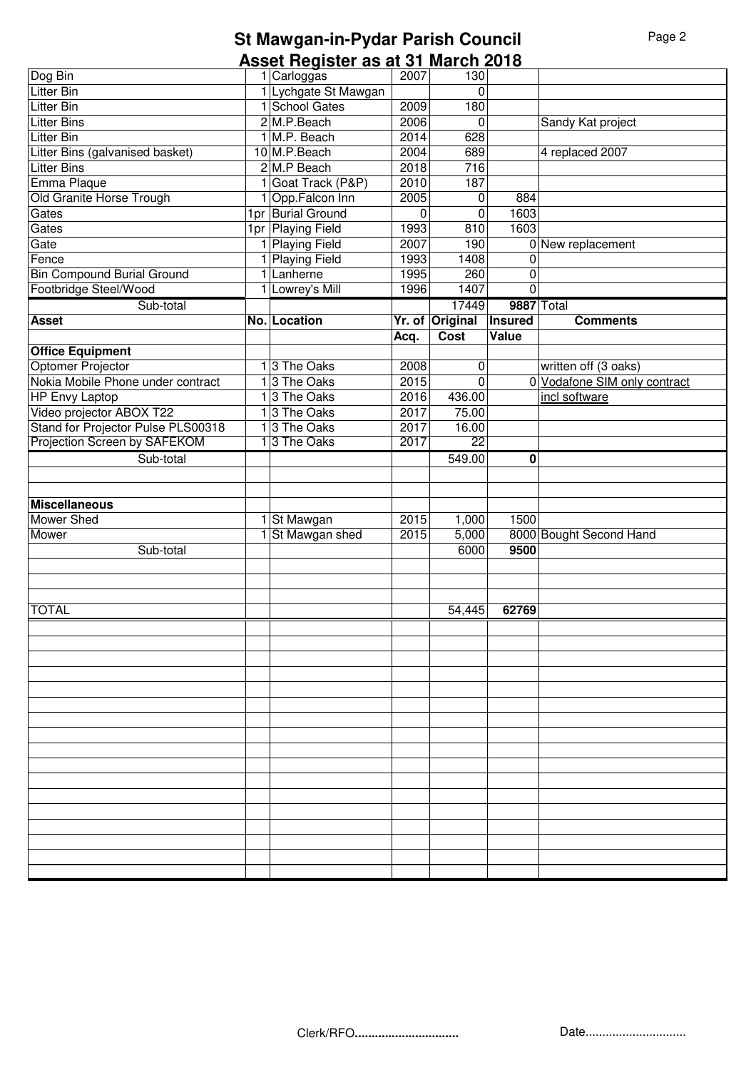# St Mawgan-in-Pydar Parish Council
## Asset Register as at 31 March 2018

| | | | | | | |
|---|---|---|---|---|---|---|
| Dog Bin | 1 | Carloggas | 2007 | 130 | | |
| Litter Bin | 1 | Lychgate St Mawgan | | 0 | | |
| Litter Bin | 1 | School Gates | 2009 | 180 | | |
| Litter Bins | 2 | M.P.Beach | 2006 | 0 | | Sandy Kat project |
| Litter Bin | 1 | M.P. Beach | 2014 | 628 | | |
| Litter Bins (galvanised basket) | 10 | M.P.Beach | 2004 | 689 | | 4 replaced 2007 |
| Litter Bins | 2 | M.P Beach | 2018 | 716 | | |
| Emma Plaque | 1 | Goat Track (P&P) | 2010 | 187 | | |
| Old Granite Horse Trough | 1 | Opp.Falcon Inn | 2005 | 0 | 884 | |
| Gates | 1pr | Burial Ground | 0 | 0 | 1603 | |
| Gates | 1pr | Playing Field | 1993 | 810 | 1603 | |
| Gate | 1 | Playing Field | 2007 | 190 | 0 | New replacement |
| Fence | 1 | Playing Field | 1993 | 1408 | 0 | |
| Bin Compound Burial Ground | 1 | Lanherne | 1995 | 260 | 0 | |
| Footbridge Steel/Wood | 1 | Lowrey's Mill | 1996 | 1407 | 0 | |
| Sub-total | | | | 17449 | **9887** | Total |
| **Asset** | **No.** | **Location** | **Yr. of Acq.** | **Original Cost** | **Insured Value** | **Comments** |
| **Office Equipment** | | | | | | |
| Optomer Projector | 1 | 3 The Oaks | 2008 | 0 | | written off (3 oaks) |
| Nokia Mobile Phone under contract | 1 | 3 The Oaks | 2015 | 0 | 0 | Vodafone SIM only contract |
| HP Envy Laptop | 1 | 3 The Oaks | 2016 | 436.00 | | incl software |
| Video projector ABOX T22 | 1 | 3 The Oaks | 2017 | 75.00 | | |
| Stand for Projector Pulse PLS00318 | 1 | 3 The Oaks | 2017 | 16.00 | | |
| Projection Screen by SAFEKOM | 1 | 3 The Oaks | 2017 | 22 | | |
| Sub-total | | | | 549.00 | **0** | |
| **Miscellaneous** | | | | | | |
| Mower Shed | 1 | St Mawgan | 2015 | 1,000 | 1500 | |
| Mower | 1 | St Mawgan shed | 2015 | 5,000 | 8000 | Bought Second Hand |
| Sub-total | | | | 6000 | **9500** | |
| TOTAL | | | | 54,445 | **62769** | |

Clerk/RFO..............................

Date..............................